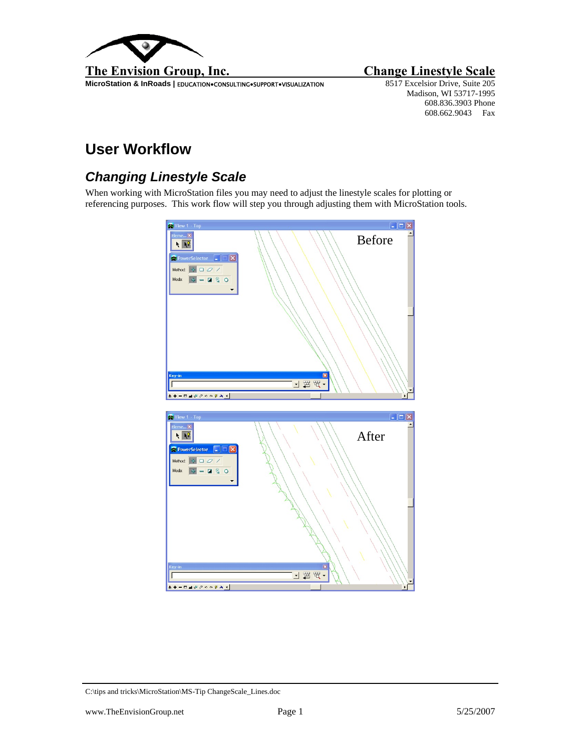**The Envision Group, Inc.**

MicroStation & InRoads | EDUCATION•CONSULTING•SUPPORT•VISUALIZATION

**Change Linestyle Scale**

8517 Excelsior Drive, Suite 205
Madison, WI 53717-1995
608.836.3903 Phone
608.662.9043 Fax

# User Workflow

## *Changing Linestyle Scale*

When working with MicroStation files you may need to adjust the linestyle scales for plotting or referencing purposes. This work flow will step you through adjusting them with MicroStation tools.

Before

After

C:\tips and tricks\MicroStation\MS-Tip ChangeScale_Lines.doc

www.TheEnvisionGroup.net 5/25/2007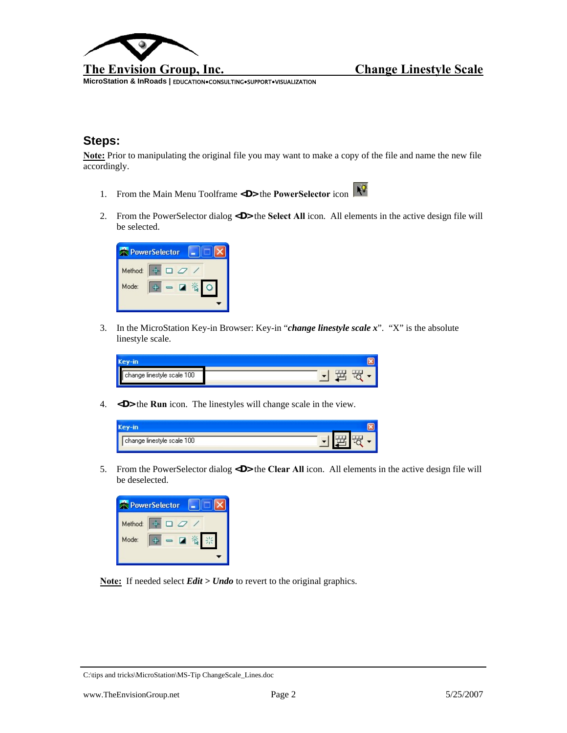## Steps:

**Note:** Prior to manipulating the original file you may want to make a copy of the file and name the new file accordingly.

1. From the Main Menu Toolframe **<D>** the **PowerSelector** icon
2. From the PowerSelector dialog **<D>** the **Select All** icon. All elements in the active design file will be selected.
3. In the MicroStation Key-in Browser: Key-in "***change linestyle scale x***". "X" is the absolute linestyle scale.
4. **<D>** the **Run** icon. The linestyles will change scale in the view.
5. From the PowerSelector dialog **<D>** the **Clear All** icon. All elements in the active design file will be deselected.

**Note:** If needed select ***Edit > Undo*** to revert to the original graphics.

C:\tips and tricks\MicroStation\MS-Tip ChangeScale_Lines.doc